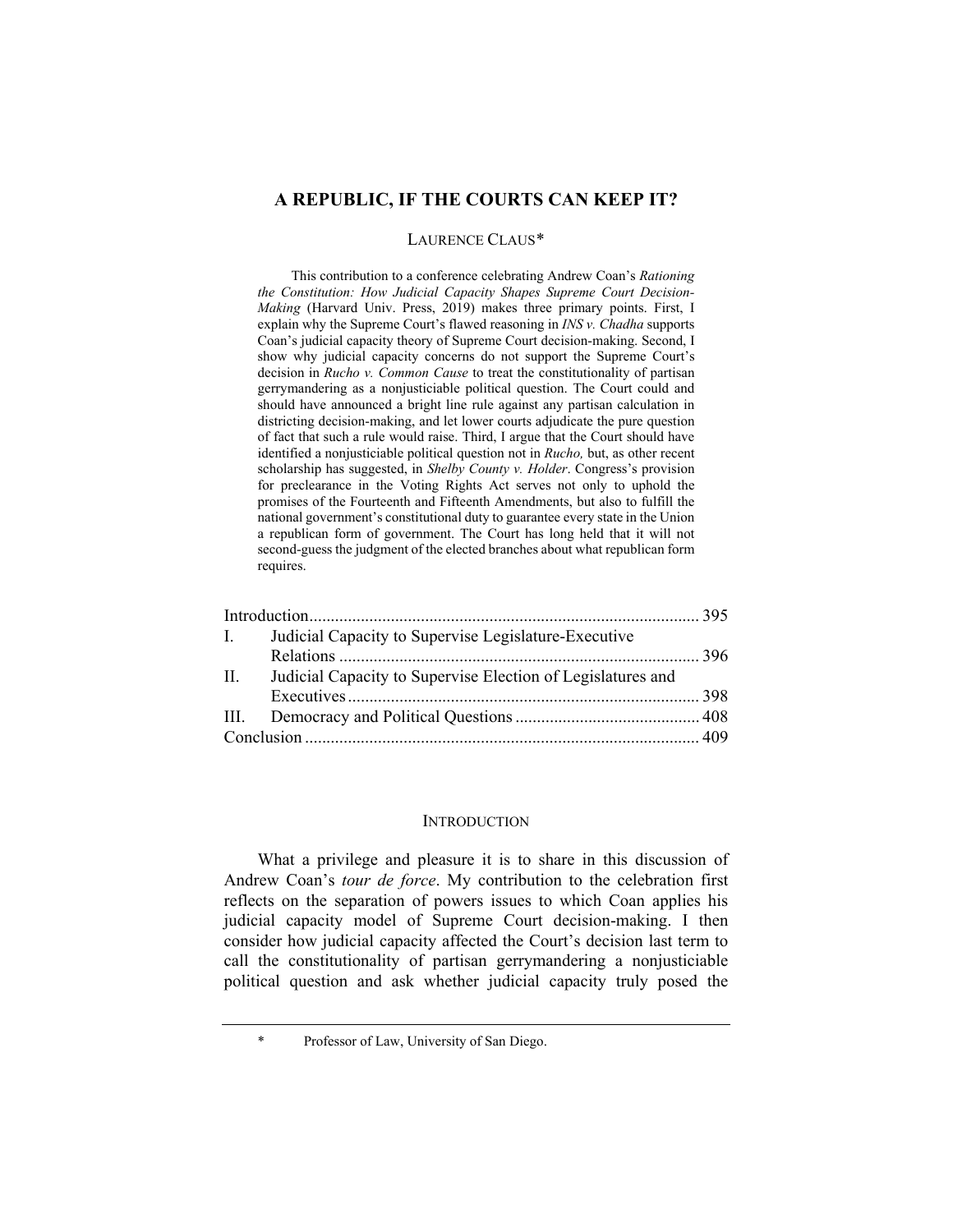# A REPUBLIC, IF THE COURTS CAN KEEP IT?

LAURENCE CLAUS*

This contribution to a conference celebrating Andrew Coan's *Rationing the Constitution: How Judicial Capacity Shapes Supreme Court Decision-Making* (Harvard Univ. Press, 2019) makes three primary points. First, I explain why the Supreme Court's flawed reasoning in *INS v. Chadha* supports Coan's judicial capacity theory of Supreme Court decision-making. Second, I show why judicial capacity concerns do not support the Supreme Court's decision in *Rucho v. Common Cause* to treat the constitutionality of partisan gerrymandering as a nonjusticiable political question. The Court could and should have announced a bright line rule against any partisan calculation in districting decision-making, and let lower courts adjudicate the pure question of fact that such a rule would raise. Third, I argue that the Court should have identified a nonjusticiable political question not in *Rucho,* but, as other recent scholarship has suggested, in *Shelby County v. Holder*. Congress's provision for preclearance in the Voting Rights Act serves not only to uphold the promises of the Fourteenth and Fifteenth Amendments, but also to fulfill the national government's constitutional duty to guarantee every state in the Union a republican form of government. The Court has long held that it will not second-guess the judgment of the elected branches about what republican form requires.

| | | |
|---|---|---|
| Introduction | | 395 |
| I. | Judicial Capacity to Supervise Legislature-Executive Relations | 396 |
| II. | Judicial Capacity to Supervise Election of Legislatures and Executives | 398 |
| III. | Democracy and Political Questions | 408 |
| Conclusion | | 409 |

## INTRODUCTION

What a privilege and pleasure it is to share in this discussion of Andrew Coan's *tour de force*. My contribution to the celebration first reflects on the separation of powers issues to which Coan applies his judicial capacity model of Supreme Court decision-making. I then consider how judicial capacity affected the Court's decision last term to call the constitutionality of partisan gerrymandering a nonjusticiable political question and ask whether judicial capacity truly posed the

\* Professor of Law, University of San Diego.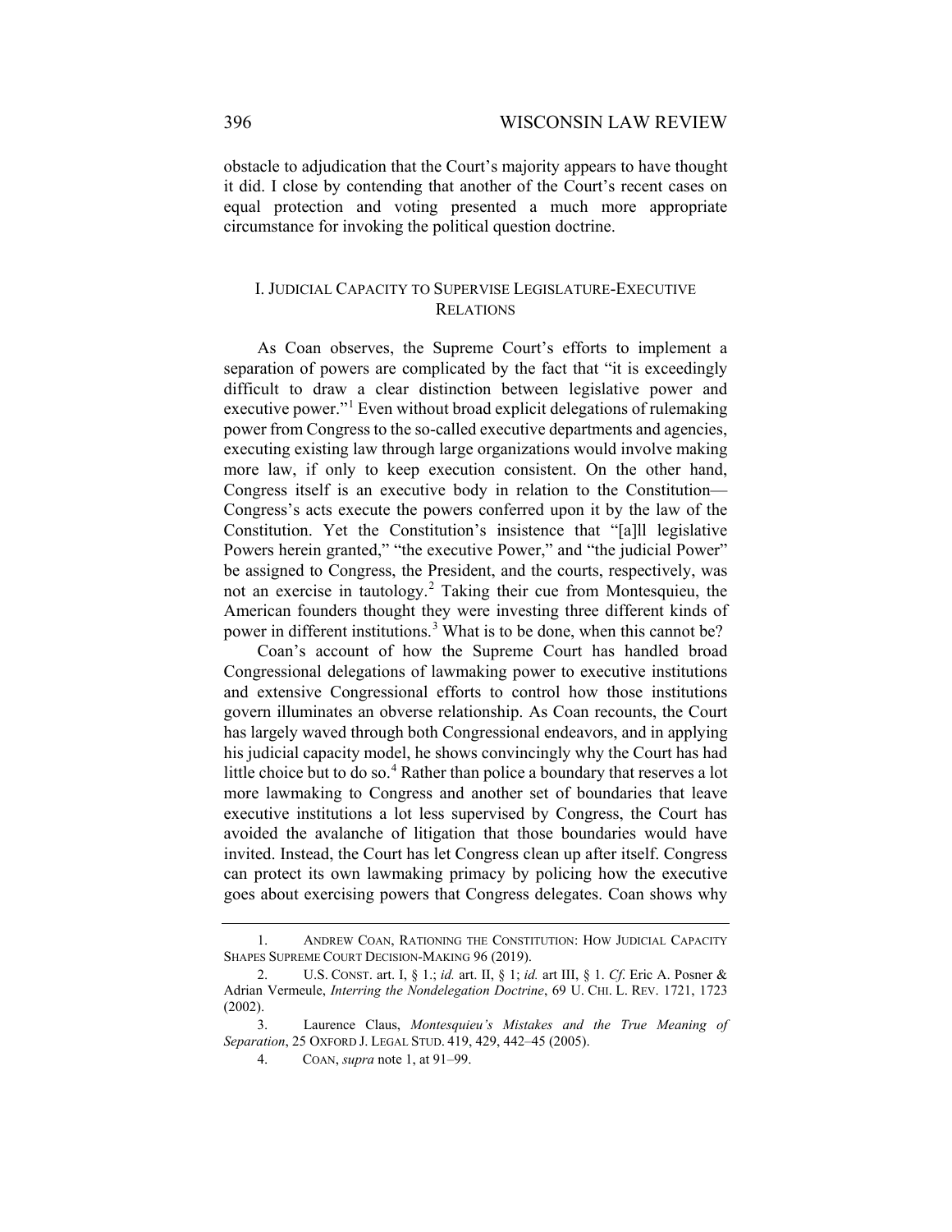obstacle to adjudication that the Court's majority appears to have thought it did. I close by contending that another of the Court's recent cases on equal protection and voting presented a much more appropriate circumstance for invoking the political question doctrine.

## I. JUDICIAL CAPACITY TO SUPERVISE LEGISLATURE-EXECUTIVE RELATIONS

As Coan observes, the Supreme Court's efforts to implement a separation of powers are complicated by the fact that "it is exceedingly difficult to draw a clear distinction between legislative power and executive power."[1] Even without broad explicit delegations of rulemaking power from Congress to the so-called executive departments and agencies, executing existing law through large organizations would involve making more law, if only to keep execution consistent. On the other hand, Congress itself is an executive body in relation to the Constitution—Congress's acts execute the powers conferred upon it by the law of the Constitution. Yet the Constitution's insistence that "[a]ll legislative Powers herein granted," "the executive Power," and "the judicial Power" be assigned to Congress, the President, and the courts, respectively, was not an exercise in tautology.[2] Taking their cue from Montesquieu, the American founders thought they were investing three different kinds of power in different institutions.[3] What is to be done, when this cannot be?

Coan's account of how the Supreme Court has handled broad Congressional delegations of lawmaking power to executive institutions and extensive Congressional efforts to control how those institutions govern illuminates an obverse relationship. As Coan recounts, the Court has largely waved through both Congressional endeavors, and in applying his judicial capacity model, he shows convincingly why the Court has had little choice but to do so.[4] Rather than police a boundary that reserves a lot more lawmaking to Congress and another set of boundaries that leave executive institutions a lot less supervised by Congress, the Court has avoided the avalanche of litigation that those boundaries would have invited. Instead, the Court has let Congress clean up after itself. Congress can protect its own lawmaking primacy by policing how the executive goes about exercising powers that Congress delegates. Coan shows why

---

1. ANDREW COAN, RATIONING THE CONSTITUTION: HOW JUDICIAL CAPACITY SHAPES SUPREME COURT DECISION-MAKING 96 (2019).

2. U.S. CONST. art. I, § 1.; *id.* art. II, § 1; *id.* art III, § 1. *Cf.* Eric A. Posner & Adrian Vermeule, *Interring the Nondelegation Doctrine*, 69 U. CHI. L. REV. 1721, 1723 (2002).

3. Laurence Claus, *Montesquieu's Mistakes and the True Meaning of Separation*, 25 OXFORD J. LEGAL STUD. 419, 429, 442–45 (2005).

4. COAN, *supra* note 1, at 91–99.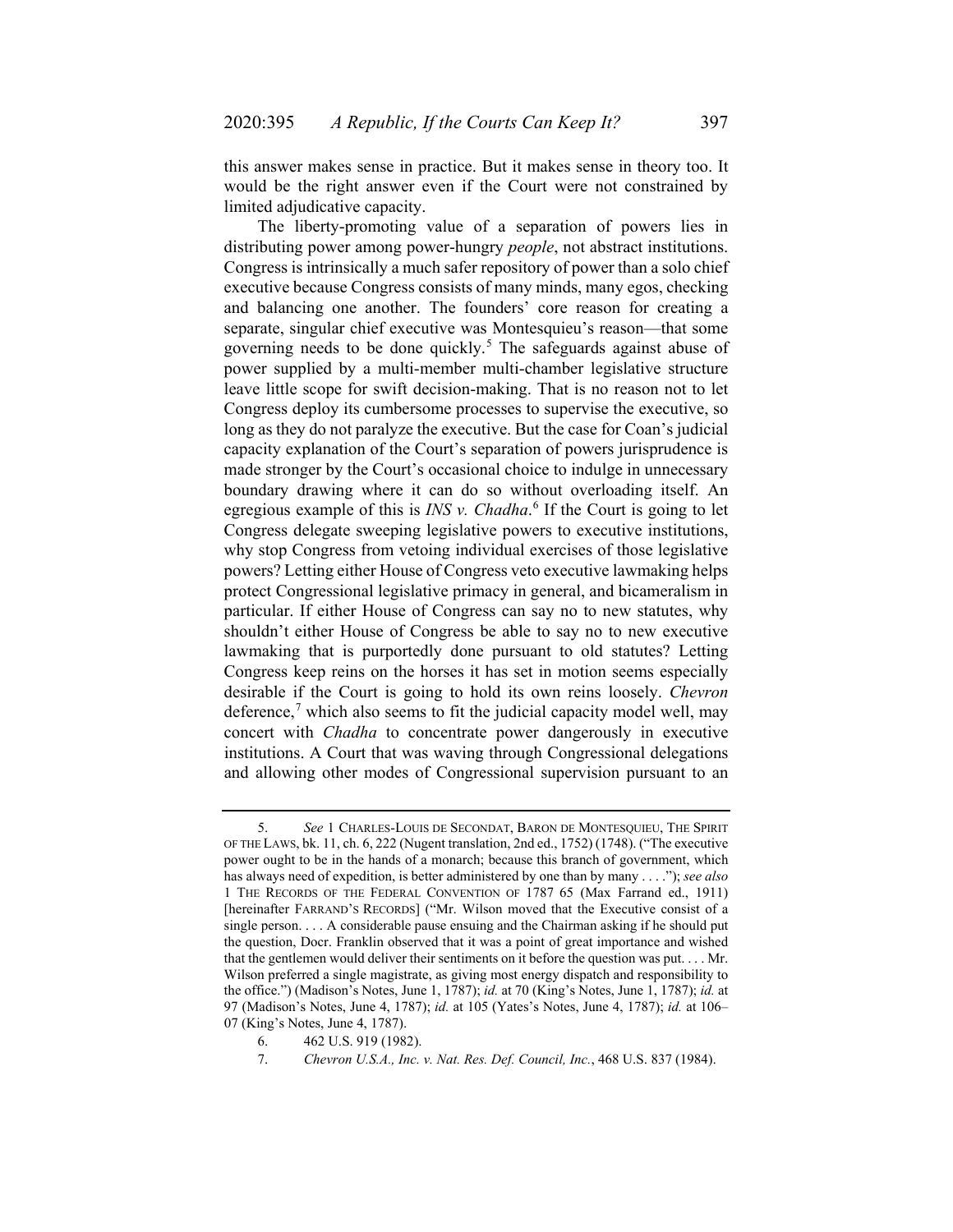this answer makes sense in practice. But it makes sense in theory too. It would be the right answer even if the Court were not constrained by limited adjudicative capacity.

The liberty-promoting value of a separation of powers lies in distributing power among power-hungry *people*, not abstract institutions. Congress is intrinsically a much safer repository of power than a solo chief executive because Congress consists of many minds, many egos, checking and balancing one another. The founders' core reason for creating a separate, singular chief executive was Montesquieu's reason—that some governing needs to be done quickly.[5] The safeguards against abuse of power supplied by a multi-member multi-chamber legislative structure leave little scope for swift decision-making. That is no reason not to let Congress deploy its cumbersome processes to supervise the executive, so long as they do not paralyze the executive. But the case for Coan's judicial capacity explanation of the Court's separation of powers jurisprudence is made stronger by the Court's occasional choice to indulge in unnecessary boundary drawing where it can do so without overloading itself. An egregious example of this is *INS v. Chadha*.[6] If the Court is going to let Congress delegate sweeping legislative powers to executive institutions, why stop Congress from vetoing individual exercises of those legislative powers? Letting either House of Congress veto executive lawmaking helps protect Congressional legislative primacy in general, and bicameralism in particular. If either House of Congress can say no to new statutes, why shouldn't either House of Congress be able to say no to new executive lawmaking that is purportedly done pursuant to old statutes? Letting Congress keep reins on the horses it has set in motion seems especially desirable if the Court is going to hold its own reins loosely. *Chevron* deference,[7] which also seems to fit the judicial capacity model well, may concert with *Chadha* to concentrate power dangerously in executive institutions. A Court that was waving through Congressional delegations and allowing other modes of Congressional supervision pursuant to an

---

5. *See* 1 CHARLES-LOUIS DE SECONDAT, BARON DE MONTESQUIEU, THE SPIRIT OF THE LAWS, bk. 11, ch. 6, 222 (Nugent translation, 2nd ed., 1752) (1748). ("The executive power ought to be in the hands of a monarch; because this branch of government, which has always need of expedition, is better administered by one than by many . . . ."); *see also* 1 THE RECORDS OF THE FEDERAL CONVENTION OF 1787 65 (Max Farrand ed., 1911) [hereinafter FARRAND'S RECORDS] ("Mr. Wilson moved that the Executive consist of a single person. . . . A considerable pause ensuing and the Chairman asking if he should put the question, Docr. Franklin observed that it was a point of great importance and wished that the gentlemen would deliver their sentiments on it before the question was put. . . . Mr. Wilson preferred a single magistrate, as giving most energy dispatch and responsibility to the office.") (Madison's Notes, June 1, 1787); *id.* at 70 (King's Notes, June 1, 1787); *id.* at 97 (Madison's Notes, June 4, 1787); *id.* at 105 (Yates's Notes, June 4, 1787); *id.* at 106–07 (King's Notes, June 4, 1787).

6. 462 U.S. 919 (1982).

7. *Chevron U.S.A., Inc. v. Nat. Res. Def. Council, Inc.*, 468 U.S. 837 (1984).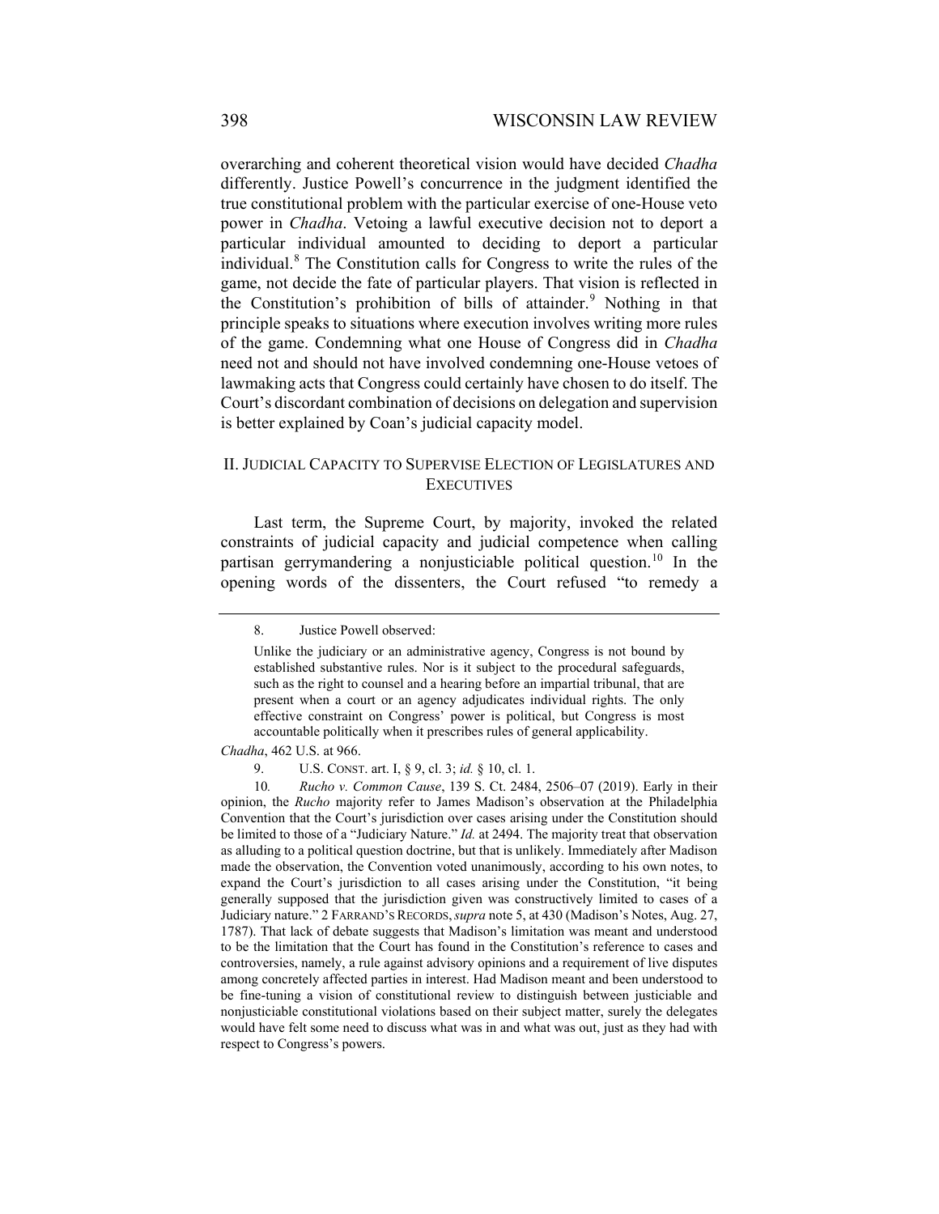overarching and coherent theoretical vision would have decided *Chadha* differently. Justice Powell's concurrence in the judgment identified the true constitutional problem with the particular exercise of one-House veto power in *Chadha*. Vetoing a lawful executive decision not to deport a particular individual amounted to deciding to deport a particular individual.[8] The Constitution calls for Congress to write the rules of the game, not decide the fate of particular players. That vision is reflected in the Constitution's prohibition of bills of attainder.[9] Nothing in that principle speaks to situations where execution involves writing more rules of the game. Condemning what one House of Congress did in *Chadha* need not and should not have involved condemning one-House vetoes of lawmaking acts that Congress could certainly have chosen to do itself. The Court's discordant combination of decisions on delegation and supervision is better explained by Coan's judicial capacity model.

## II. JUDICIAL CAPACITY TO SUPERVISE ELECTION OF LEGISLATURES AND EXECUTIVES

Last term, the Supreme Court, by majority, invoked the related constraints of judicial capacity and judicial competence when calling partisan gerrymandering a nonjusticiable political question.[10] In the opening words of the dissenters, the Court refused "to remedy a

---

8. Justice Powell observed:

> Unlike the judiciary or an administrative agency, Congress is not bound by established substantive rules. Nor is it subject to the procedural safeguards, such as the right to counsel and a hearing before an impartial tribunal, that are present when a court or an agency adjudicates individual rights. The only effective constraint on Congress' power is political, but Congress is most accountable politically when it prescribes rules of general applicability.

*Chadha*, 462 U.S. at 966.

9. U.S. CONST. art. I, § 9, cl. 3; *id.* § 10, cl. 1.

10. *Rucho v. Common Cause*, 139 S. Ct. 2484, 2506–07 (2019). Early in their opinion, the *Rucho* majority refer to James Madison's observation at the Philadelphia Convention that the Court's jurisdiction over cases arising under the Constitution should be limited to those of a "Judiciary Nature." *Id.* at 2494. The majority treat that observation as alluding to a political question doctrine, but that is unlikely. Immediately after Madison made the observation, the Convention voted unanimously, according to his own notes, to expand the Court's jurisdiction to all cases arising under the Constitution, "it being generally supposed that the jurisdiction given was constructively limited to cases of a Judiciary nature." 2 FARRAND'S RECORDS, *supra* note 5, at 430 (Madison's Notes, Aug. 27, 1787). That lack of debate suggests that Madison's limitation was meant and understood to be the limitation that the Court has found in the Constitution's reference to cases and controversies, namely, a rule against advisory opinions and a requirement of live disputes among concretely affected parties in interest. Had Madison meant and been understood to be fine-tuning a vision of constitutional review to distinguish between justiciable and nonjusticiable constitutional violations based on their subject matter, surely the delegates would have felt some need to discuss what was in and what was out, just as they had with respect to Congress's powers.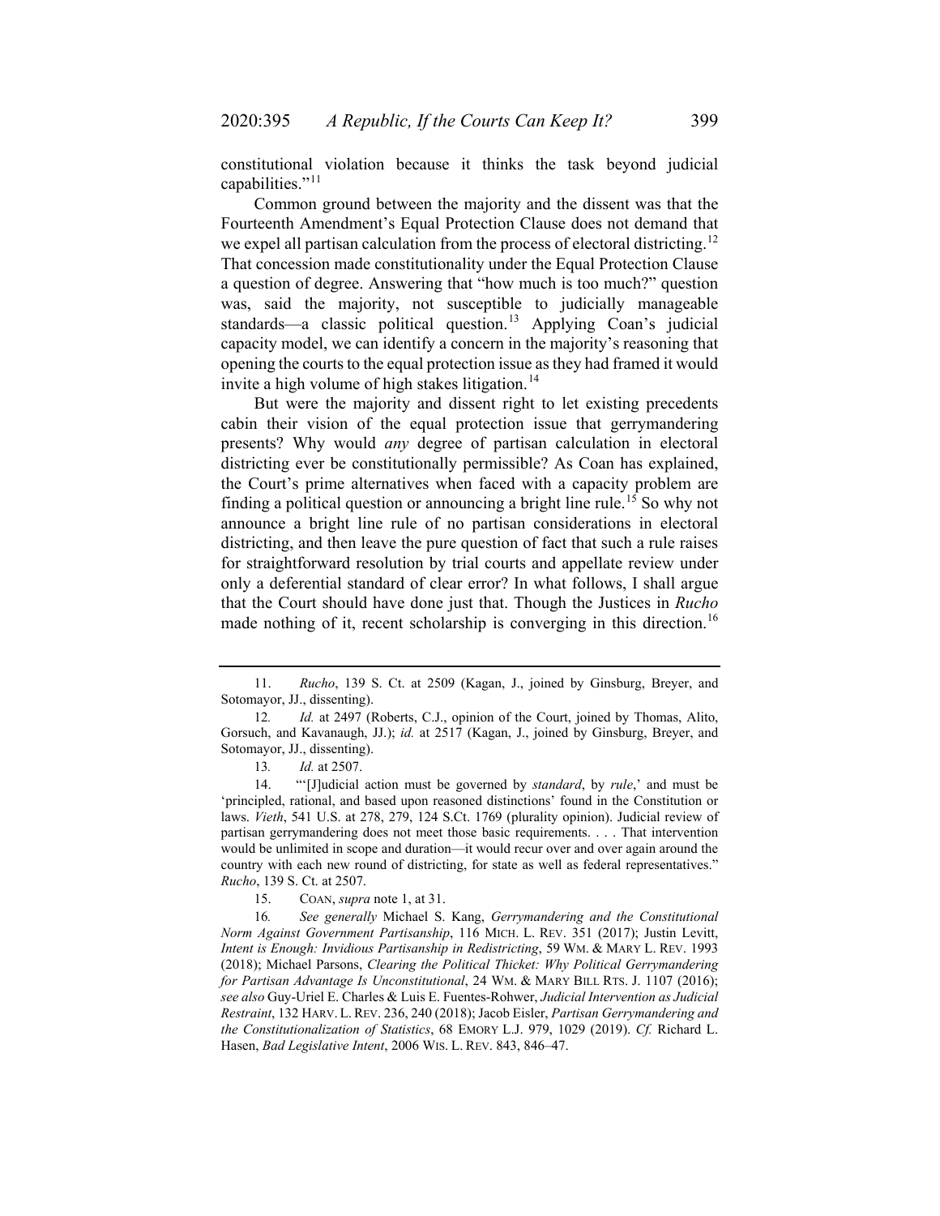constitutional violation because it thinks the task beyond judicial capabilities."[11]

Common ground between the majority and the dissent was that the Fourteenth Amendment's Equal Protection Clause does not demand that we expel all partisan calculation from the process of electoral districting.[12] That concession made constitutionality under the Equal Protection Clause a question of degree. Answering that "how much is too much?" question was, said the majority, not susceptible to judicially manageable standards—a classic political question.[13] Applying Coan's judicial capacity model, we can identify a concern in the majority's reasoning that opening the courts to the equal protection issue as they had framed it would invite a high volume of high stakes litigation.[14]

But were the majority and dissent right to let existing precedents cabin their vision of the equal protection issue that gerrymandering presents? Why would *any* degree of partisan calculation in electoral districting ever be constitutionally permissible? As Coan has explained, the Court's prime alternatives when faced with a capacity problem are finding a political question or announcing a bright line rule.[15] So why not announce a bright line rule of no partisan considerations in electoral districting, and then leave the pure question of fact that such a rule raises for straightforward resolution by trial courts and appellate review under only a deferential standard of clear error? In what follows, I shall argue that the Court should have done just that. Though the Justices in *Rucho* made nothing of it, recent scholarship is converging in this direction.[16]

---

11. *Rucho*, 139 S. Ct. at 2509 (Kagan, J., joined by Ginsburg, Breyer, and Sotomayor, JJ., dissenting).

12. *Id.* at 2497 (Roberts, C.J., opinion of the Court, joined by Thomas, Alito, Gorsuch, and Kavanaugh, JJ.); *id.* at 2517 (Kagan, J., joined by Ginsburg, Breyer, and Sotomayor, JJ., dissenting).

13. *Id.* at 2507.

14. "'[J]udicial action must be governed by *standard*, by *rule*,' and must be 'principled, rational, and based upon reasoned distinctions' found in the Constitution or laws. *Vieth*, 541 U.S. at 278, 279, 124 S.Ct. 1769 (plurality opinion). Judicial review of partisan gerrymandering does not meet those basic requirements. . . . That intervention would be unlimited in scope and duration—it would recur over and over again around the country with each new round of districting, for state as well as federal representatives." *Rucho*, 139 S. Ct. at 2507.

15. COAN, *supra* note 1, at 31.

16. *See generally* Michael S. Kang, *Gerrymandering and the Constitutional Norm Against Government Partisanship*, 116 MICH. L. REV. 351 (2017); Justin Levitt, *Intent is Enough: Invidious Partisanship in Redistricting*, 59 WM. & MARY L. REV. 1993 (2018); Michael Parsons, *Clearing the Political Thicket: Why Political Gerrymandering for Partisan Advantage Is Unconstitutional*, 24 WM. & MARY BILL RTS. J. 1107 (2016); *see also* Guy-Uriel E. Charles & Luis E. Fuentes-Rohwer, *Judicial Intervention as Judicial Restraint*, 132 HARV. L. REV. 236, 240 (2018); Jacob Eisler, *Partisan Gerrymandering and the Constitutionalization of Statistics*, 68 EMORY L.J. 979, 1029 (2019). *Cf.* Richard L. Hasen, *Bad Legislative Intent*, 2006 WIS. L. REV. 843, 846–47.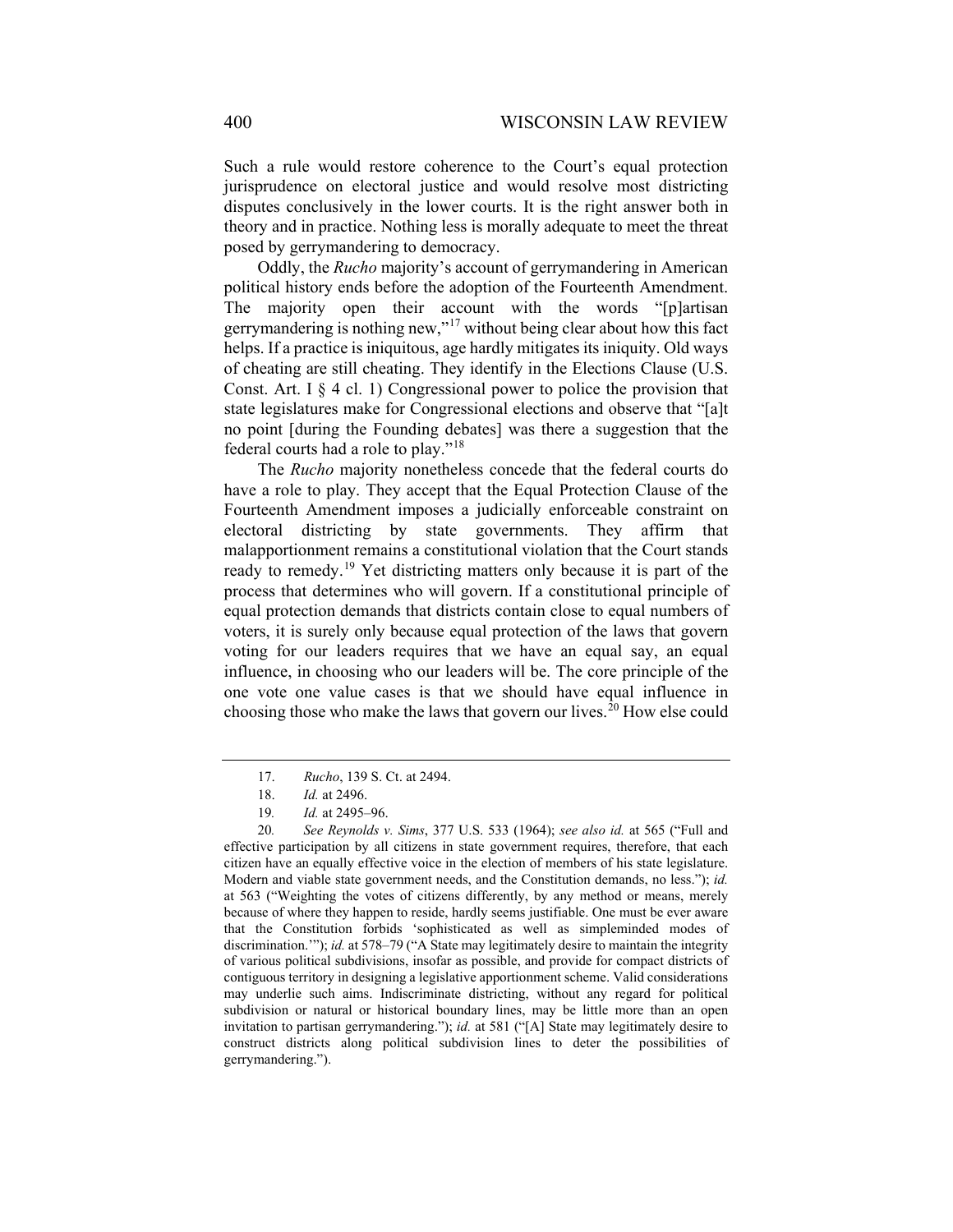Such a rule would restore coherence to the Court's equal protection jurisprudence on electoral justice and would resolve most districting disputes conclusively in the lower courts. It is the right answer both in theory and in practice. Nothing less is morally adequate to meet the threat posed by gerrymandering to democracy.

Oddly, the *Rucho* majority's account of gerrymandering in American political history ends before the adoption of the Fourteenth Amendment. The majority open their account with the words "[p]artisan gerrymandering is nothing new,"[17] without being clear about how this fact helps. If a practice is iniquitous, age hardly mitigates its iniquity. Old ways of cheating are still cheating. They identify in the Elections Clause (U.S. Const. Art. I § 4 cl. 1) Congressional power to police the provision that state legislatures make for Congressional elections and observe that "[a]t no point [during the Founding debates] was there a suggestion that the federal courts had a role to play."[18]

The *Rucho* majority nonetheless concede that the federal courts do have a role to play. They accept that the Equal Protection Clause of the Fourteenth Amendment imposes a judicially enforceable constraint on electoral districting by state governments. They affirm that malapportionment remains a constitutional violation that the Court stands ready to remedy.[19] Yet districting matters only because it is part of the process that determines who will govern. If a constitutional principle of equal protection demands that districts contain close to equal numbers of voters, it is surely only because equal protection of the laws that govern voting for our leaders requires that we have an equal say, an equal influence, in choosing who our leaders will be. The core principle of the one vote one value cases is that we should have equal influence in choosing those who make the laws that govern our lives.[20] How else could

---

17. *Rucho*, 139 S. Ct. at 2494.

18. *Id.* at 2496.

19. *Id.* at 2495–96.

20. *See Reynolds v. Sims*, 377 U.S. 533 (1964); *see also id.* at 565 ("Full and effective participation by all citizens in state government requires, therefore, that each citizen have an equally effective voice in the election of members of his state legislature. Modern and viable state government needs, and the Constitution demands, no less."); *id.* at 563 ("Weighting the votes of citizens differently, by any method or means, merely because of where they happen to reside, hardly seems justifiable. One must be ever aware that the Constitution forbids 'sophisticated as well as simpleminded modes of discrimination.'"); *id.* at 578–79 ("A State may legitimately desire to maintain the integrity of various political subdivisions, insofar as possible, and provide for compact districts of contiguous territory in designing a legislative apportionment scheme. Valid considerations may underlie such aims. Indiscriminate districting, without any regard for political subdivision or natural or historical boundary lines, may be little more than an open invitation to partisan gerrymandering."); *id.* at 581 ("[A] State may legitimately desire to construct districts along political subdivision lines to deter the possibilities of gerrymandering.").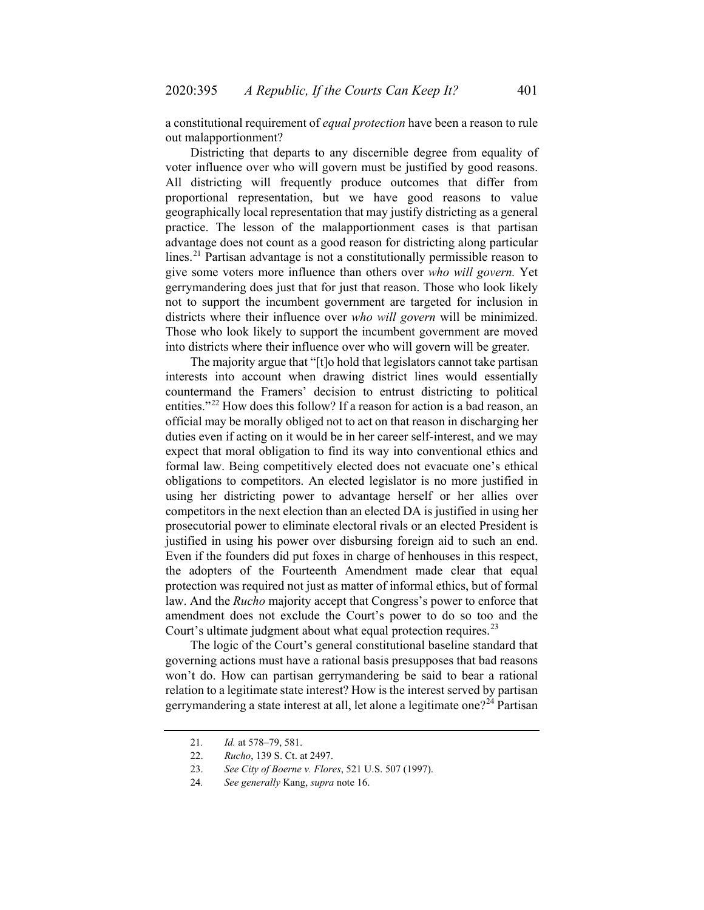a constitutional requirement of *equal protection* have been a reason to rule out malapportionment?

Districting that departs to any discernible degree from equality of voter influence over who will govern must be justified by good reasons. All districting will frequently produce outcomes that differ from proportional representation, but we have good reasons to value geographically local representation that may justify districting as a general practice. The lesson of the malapportionment cases is that partisan advantage does not count as a good reason for districting along particular lines.[21] Partisan advantage is not a constitutionally permissible reason to give some voters more influence than others over *who will govern.* Yet gerrymandering does just that for just that reason. Those who look likely not to support the incumbent government are targeted for inclusion in districts where their influence over *who will govern* will be minimized. Those who look likely to support the incumbent government are moved into districts where their influence over who will govern will be greater.

The majority argue that "[t]o hold that legislators cannot take partisan interests into account when drawing district lines would essentially countermand the Framers' decision to entrust districting to political entities."[22] How does this follow? If a reason for action is a bad reason, an official may be morally obliged not to act on that reason in discharging her duties even if acting on it would be in her career self-interest, and we may expect that moral obligation to find its way into conventional ethics and formal law. Being competitively elected does not evacuate one's ethical obligations to competitors. An elected legislator is no more justified in using her districting power to advantage herself or her allies over competitors in the next election than an elected DA is justified in using her prosecutorial power to eliminate electoral rivals or an elected President is justified in using his power over disbursing foreign aid to such an end. Even if the founders did put foxes in charge of henhouses in this respect, the adopters of the Fourteenth Amendment made clear that equal protection was required not just as matter of informal ethics, but of formal law. And the *Rucho* majority accept that Congress's power to enforce that amendment does not exclude the Court's power to do so too and the Court's ultimate judgment about what equal protection requires.[23]

The logic of the Court's general constitutional baseline standard that governing actions must have a rational basis presupposes that bad reasons won't do. How can partisan gerrymandering be said to bear a rational relation to a legitimate state interest? How is the interest served by partisan gerrymandering a state interest at all, let alone a legitimate one?[24] Partisan

21. *Id.* at 578–79, 581.

22. *Rucho*, 139 S. Ct. at 2497.

23. *See City of Boerne v. Flores*, 521 U.S. 507 (1997).

24. *See generally* Kang, *supra* note 16.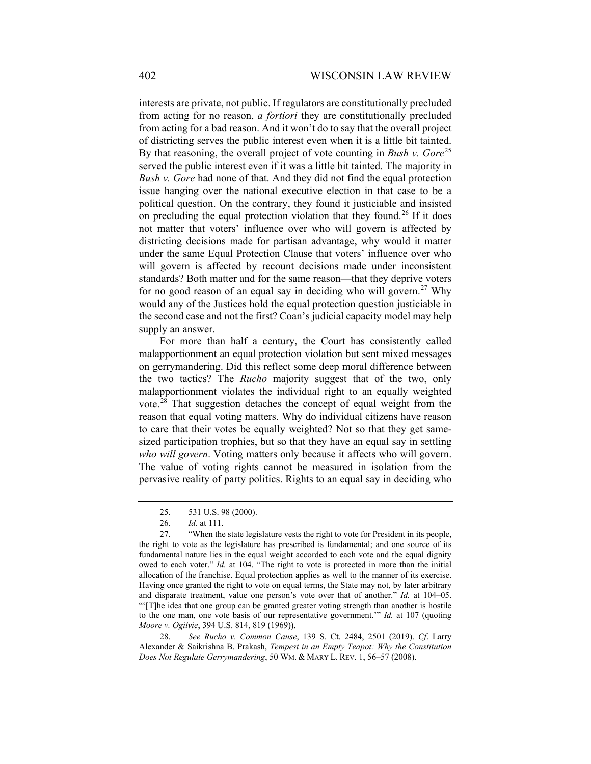interests are private, not public. If regulators are constitutionally precluded from acting for no reason, *a fortiori* they are constitutionally precluded from acting for a bad reason. And it won't do to say that the overall project of districting serves the public interest even when it is a little bit tainted. By that reasoning, the overall project of vote counting in *Bush v. Gore*[25] served the public interest even if it was a little bit tainted. The majority in *Bush v. Gore* had none of that. And they did not find the equal protection issue hanging over the national executive election in that case to be a political question. On the contrary, they found it justiciable and insisted on precluding the equal protection violation that they found.[26] If it does not matter that voters' influence over who will govern is affected by districting decisions made for partisan advantage, why would it matter under the same Equal Protection Clause that voters' influence over who will govern is affected by recount decisions made under inconsistent standards? Both matter and for the same reason—that they deprive voters for no good reason of an equal say in deciding who will govern.[27] Why would any of the Justices hold the equal protection question justiciable in the second case and not the first? Coan's judicial capacity model may help supply an answer.

For more than half a century, the Court has consistently called malapportionment an equal protection violation but sent mixed messages on gerrymandering. Did this reflect some deep moral difference between the two tactics? The *Rucho* majority suggest that of the two, only malapportionment violates the individual right to an equally weighted vote.[28] That suggestion detaches the concept of equal weight from the reason that equal voting matters. Why do individual citizens have reason to care that their votes be equally weighted? Not so that they get same-sized participation trophies, but so that they have an equal say in settling *who will govern*. Voting matters only because it affects who will govern. The value of voting rights cannot be measured in isolation from the pervasive reality of party politics. Rights to an equal say in deciding who

---

25. 531 U.S. 98 (2000).

26. *Id.* at 111.

27. "When the state legislature vests the right to vote for President in its people, the right to vote as the legislature has prescribed is fundamental; and one source of its fundamental nature lies in the equal weight accorded to each vote and the equal dignity owed to each voter." *Id.* at 104. "The right to vote is protected in more than the initial allocation of the franchise. Equal protection applies as well to the manner of its exercise. Having once granted the right to vote on equal terms, the State may not, by later arbitrary and disparate treatment, value one person's vote over that of another." *Id.* at 104–05. "'[T]he idea that one group can be granted greater voting strength than another is hostile to the one man, one vote basis of our representative government.'" *Id.* at 107 (quoting *Moore v. Ogilvie*, 394 U.S. 814, 819 (1969)).

28. *See Rucho v. Common Cause*, 139 S. Ct. 2484, 2501 (2019). *Cf*. Larry Alexander & Saikrishna B. Prakash, *Tempest in an Empty Teapot: Why the Constitution Does Not Regulate Gerrymandering*, 50 WM. & MARY L. REV. 1, 56–57 (2008).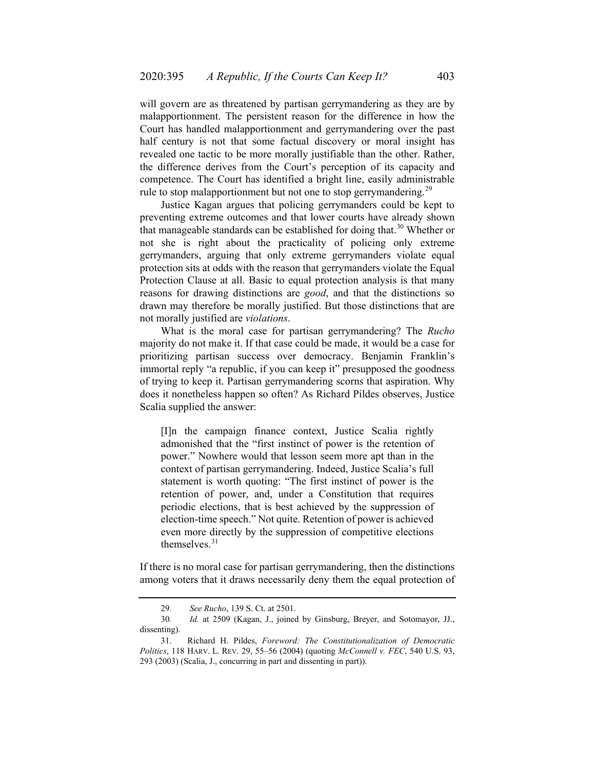will govern are as threatened by partisan gerrymandering as they are by malapportionment. The persistent reason for the difference in how the Court has handled malapportionment and gerrymandering over the past half century is not that some factual discovery or moral insight has revealed one tactic to be more morally justifiable than the other. Rather, the difference derives from the Court's perception of its capacity and competence. The Court has identified a bright line, easily administrable rule to stop malapportionment but not one to stop gerrymandering.[29]

Justice Kagan argues that policing gerrymanders could be kept to preventing extreme outcomes and that lower courts have already shown that manageable standards can be established for doing that.[30] Whether or not she is right about the practicality of policing only extreme gerrymanders, arguing that only extreme gerrymanders violate equal protection sits at odds with the reason that gerrymanders violate the Equal Protection Clause at all. Basic to equal protection analysis is that many reasons for drawing distinctions are *good*, and that the distinctions so drawn may therefore be morally justified. But those distinctions that are not morally justified are *violations*.

What is the moral case for partisan gerrymandering? The *Rucho* majority do not make it. If that case could be made, it would be a case for prioritizing partisan success over democracy. Benjamin Franklin's immortal reply "a republic, if you can keep it" presupposed the goodness of trying to keep it. Partisan gerrymandering scorns that aspiration. Why does it nonetheless happen so often? As Richard Pildes observes, Justice Scalia supplied the answer:

> [I]n the campaign finance context, Justice Scalia rightly admonished that the "first instinct of power is the retention of power." Nowhere would that lesson seem more apt than in the context of partisan gerrymandering. Indeed, Justice Scalia's full statement is worth quoting: "The first instinct of power is the retention of power, and, under a Constitution that requires periodic elections, that is best achieved by the suppression of election-time speech." Not quite. Retention of power is achieved even more directly by the suppression of competitive elections themselves.[31]

If there is no moral case for partisan gerrymandering, then the distinctions among voters that it draws necessarily deny them the equal protection of

---

29. *See Rucho*, 139 S. Ct. at 2501.

30. *Id.* at 2509 (Kagan, J., joined by Ginsburg, Breyer, and Sotomayor, JJ., dissenting).

31. Richard H. Pildes, *Foreword: The Constitutionalization of Democratic Politics*, 118 HARV. L. REV. 29, 55–56 (2004) (quoting *McConnell v. FEC*, 540 U.S. 93, 293 (2003) (Scalia, J., concurring in part and dissenting in part)).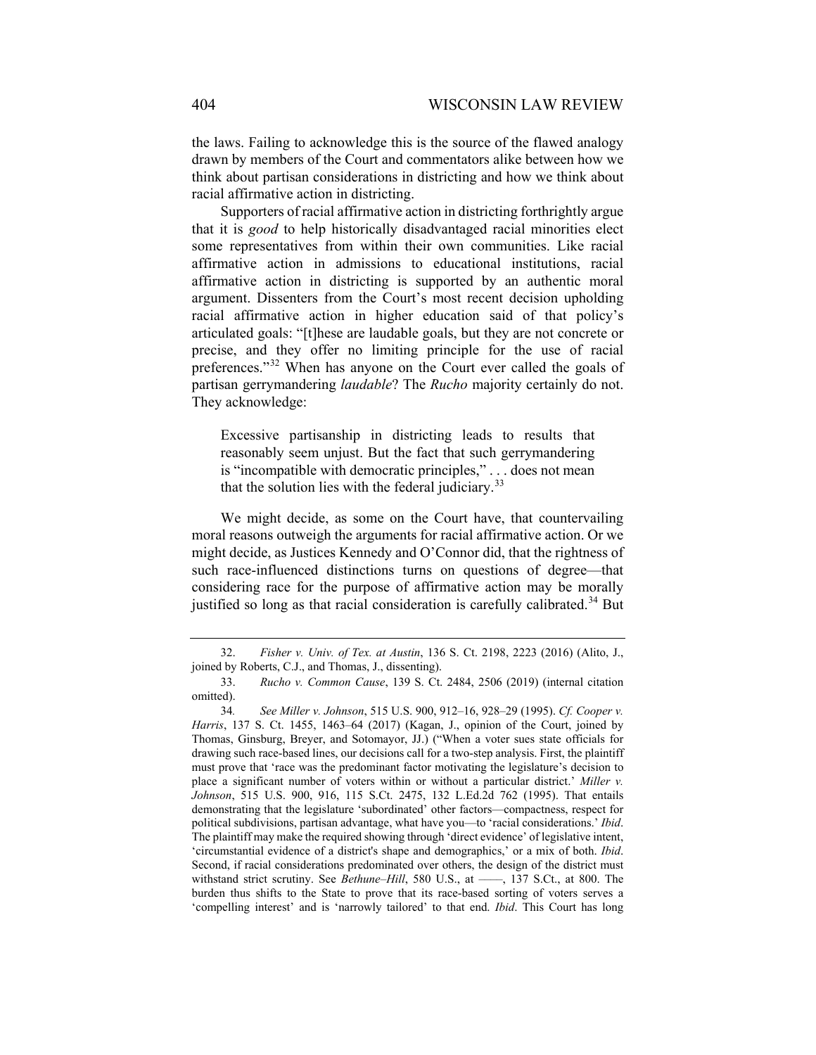the laws. Failing to acknowledge this is the source of the flawed analogy drawn by members of the Court and commentators alike between how we think about partisan considerations in districting and how we think about racial affirmative action in districting.

Supporters of racial affirmative action in districting forthrightly argue that it is *good* to help historically disadvantaged racial minorities elect some representatives from within their own communities. Like racial affirmative action in admissions to educational institutions, racial affirmative action in districting is supported by an authentic moral argument. Dissenters from the Court's most recent decision upholding racial affirmative action in higher education said of that policy's articulated goals: "[t]hese are laudable goals, but they are not concrete or precise, and they offer no limiting principle for the use of racial preferences."[32] When has anyone on the Court ever called the goals of partisan gerrymandering *laudable*? The *Rucho* majority certainly do not. They acknowledge:

> Excessive partisanship in districting leads to results that reasonably seem unjust. But the fact that such gerrymandering is "incompatible with democratic principles," . . . does not mean that the solution lies with the federal judiciary.[33]

We might decide, as some on the Court have, that countervailing moral reasons outweigh the arguments for racial affirmative action. Or we might decide, as Justices Kennedy and O'Connor did, that the rightness of such race-influenced distinctions turns on questions of degree—that considering race for the purpose of affirmative action may be morally justified so long as that racial consideration is carefully calibrated.[34] But

---

32. *Fisher v. Univ. of Tex. at Austin*, 136 S. Ct. 2198, 2223 (2016) (Alito, J., joined by Roberts, C.J., and Thomas, J., dissenting).

33. *Rucho v. Common Cause*, 139 S. Ct. 2484, 2506 (2019) (internal citation omitted).

34. *See Miller v. Johnson*, 515 U.S. 900, 912–16, 928–29 (1995). *Cf. Cooper v. Harris*, 137 S. Ct. 1455, 1463–64 (2017) (Kagan, J., opinion of the Court, joined by Thomas, Ginsburg, Breyer, and Sotomayor, JJ.) ("When a voter sues state officials for drawing such race-based lines, our decisions call for a two-step analysis. First, the plaintiff must prove that 'race was the predominant factor motivating the legislature's decision to place a significant number of voters within or without a particular district.' *Miller v. Johnson*, 515 U.S. 900, 916, 115 S.Ct. 2475, 132 L.Ed.2d 762 (1995). That entails demonstrating that the legislature 'subordinated' other factors—compactness, respect for political subdivisions, partisan advantage, what have you—to 'racial considerations.' *Ibid*. The plaintiff may make the required showing through 'direct evidence' of legislative intent, 'circumstantial evidence of a district's shape and demographics,' or a mix of both. *Ibid*. Second, if racial considerations predominated over others, the design of the district must withstand strict scrutiny. See *Bethune–Hill*, 580 U.S., at ——, 137 S.Ct., at 800. The burden thus shifts to the State to prove that its race-based sorting of voters serves a 'compelling interest' and is 'narrowly tailored' to that end. *Ibid*. This Court has long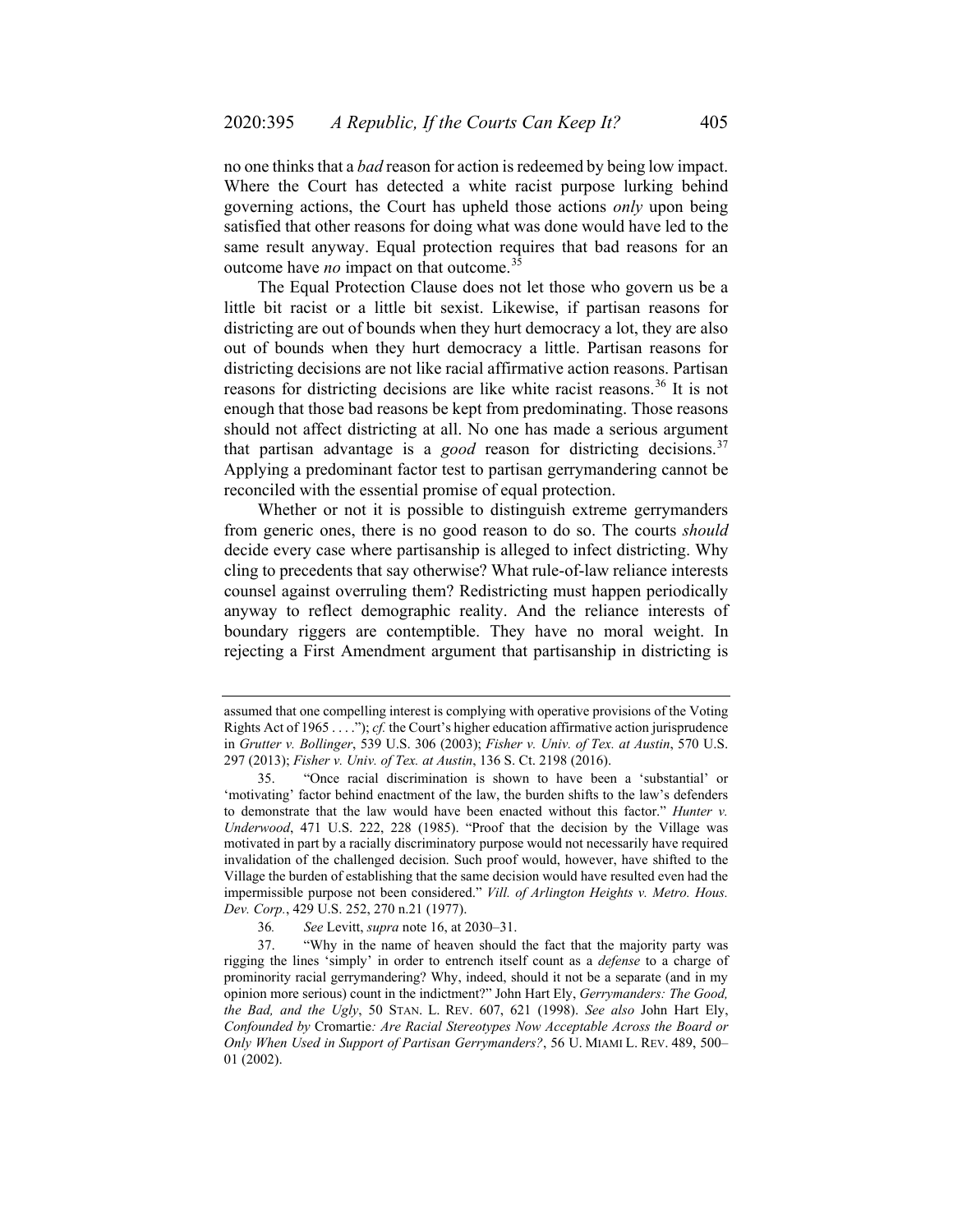no one thinks that a *bad* reason for action is redeemed by being low impact. Where the Court has detected a white racist purpose lurking behind governing actions, the Court has upheld those actions *only* upon being satisfied that other reasons for doing what was done would have led to the same result anyway. Equal protection requires that bad reasons for an outcome have *no* impact on that outcome.[35]

The Equal Protection Clause does not let those who govern us be a little bit racist or a little bit sexist. Likewise, if partisan reasons for districting are out of bounds when they hurt democracy a lot, they are also out of bounds when they hurt democracy a little. Partisan reasons for districting decisions are not like racial affirmative action reasons. Partisan reasons for districting decisions are like white racist reasons.[36] It is not enough that those bad reasons be kept from predominating. Those reasons should not affect districting at all. No one has made a serious argument that partisan advantage is a *good* reason for districting decisions.[37] Applying a predominant factor test to partisan gerrymandering cannot be reconciled with the essential promise of equal protection.

Whether or not it is possible to distinguish extreme gerrymanders from generic ones, there is no good reason to do so. The courts *should* decide every case where partisanship is alleged to infect districting. Why cling to precedents that say otherwise? What rule-of-law reliance interests counsel against overruling them? Redistricting must happen periodically anyway to reflect demographic reality. And the reliance interests of boundary riggers are contemptible. They have no moral weight. In rejecting a First Amendment argument that partisanship in districting is

---

assumed that one compelling interest is complying with operative provisions of the Voting Rights Act of 1965 . . . ."); *cf.* the Court's higher education affirmative action jurisprudence in *Grutter v. Bollinger*, 539 U.S. 306 (2003); *Fisher v. Univ. of Tex. at Austin*, 570 U.S. 297 (2013); *Fisher v. Univ. of Tex. at Austin*, 136 S. Ct. 2198 (2016).

35. "Once racial discrimination is shown to have been a 'substantial' or 'motivating' factor behind enactment of the law, the burden shifts to the law's defenders to demonstrate that the law would have been enacted without this factor." *Hunter v. Underwood*, 471 U.S. 222, 228 (1985). "Proof that the decision by the Village was motivated in part by a racially discriminatory purpose would not necessarily have required invalidation of the challenged decision. Such proof would, however, have shifted to the Village the burden of establishing that the same decision would have resulted even had the impermissible purpose not been considered." *Vill. of Arlington Heights v. Metro. Hous. Dev. Corp.*, 429 U.S. 252, 270 n.21 (1977).

36. *See* Levitt, *supra* note 16, at 2030–31.

37. "Why in the name of heaven should the fact that the majority party was rigging the lines 'simply' in order to entrench itself count as a *defense* to a charge of prominority racial gerrymandering? Why, indeed, should it not be a separate (and in my opinion more serious) count in the indictment?" John Hart Ely, *Gerrymanders: The Good, the Bad, and the Ugly*, 50 STAN. L. REV. 607, 621 (1998). *See also* John Hart Ely, *Confounded by* Cromartie*: Are Racial Stereotypes Now Acceptable Across the Board or Only When Used in Support of Partisan Gerrymanders?*, 56 U. MIAMI L. REV. 489, 500–01 (2002).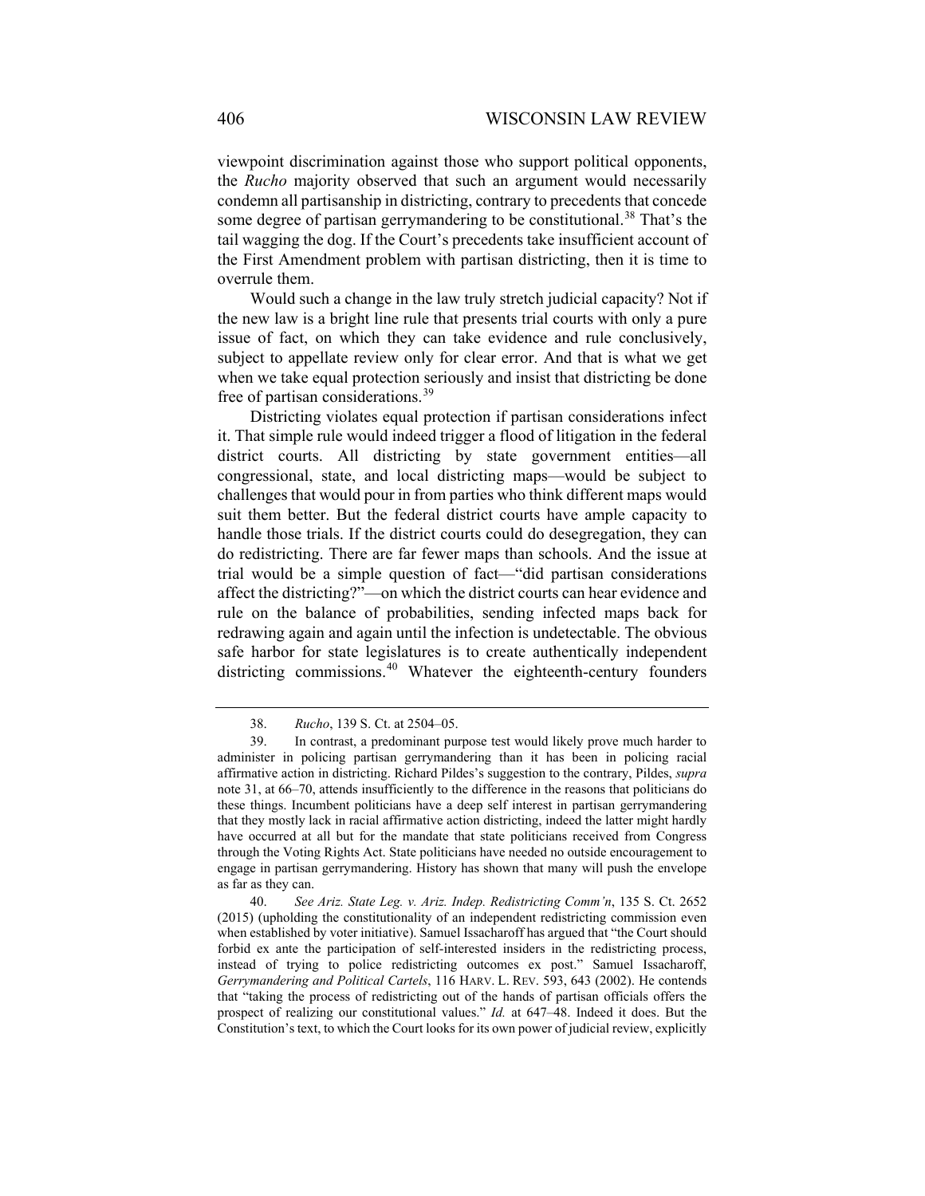viewpoint discrimination against those who support political opponents, the *Rucho* majority observed that such an argument would necessarily condemn all partisanship in districting, contrary to precedents that concede some degree of partisan gerrymandering to be constitutional.[38] That's the tail wagging the dog. If the Court's precedents take insufficient account of the First Amendment problem with partisan districting, then it is time to overrule them.

Would such a change in the law truly stretch judicial capacity? Not if the new law is a bright line rule that presents trial courts with only a pure issue of fact, on which they can take evidence and rule conclusively, subject to appellate review only for clear error. And that is what we get when we take equal protection seriously and insist that districting be done free of partisan considerations.[39]

Districting violates equal protection if partisan considerations infect it. That simple rule would indeed trigger a flood of litigation in the federal district courts. All districting by state government entities—all congressional, state, and local districting maps—would be subject to challenges that would pour in from parties who think different maps would suit them better. But the federal district courts have ample capacity to handle those trials. If the district courts could do desegregation, they can do redistricting. There are far fewer maps than schools. And the issue at trial would be a simple question of fact—"did partisan considerations affect the districting?"—on which the district courts can hear evidence and rule on the balance of probabilities, sending infected maps back for redrawing again and again until the infection is undetectable. The obvious safe harbor for state legislatures is to create authentically independent districting commissions.[40] Whatever the eighteenth-century founders

---

38. *Rucho*, 139 S. Ct. at 2504–05.

39. In contrast, a predominant purpose test would likely prove much harder to administer in policing partisan gerrymandering than it has been in policing racial affirmative action in districting. Richard Pildes's suggestion to the contrary, Pildes, *supra* note 31, at 66–70, attends insufficiently to the difference in the reasons that politicians do these things. Incumbent politicians have a deep self interest in partisan gerrymandering that they mostly lack in racial affirmative action districting, indeed the latter might hardly have occurred at all but for the mandate that state politicians received from Congress through the Voting Rights Act. State politicians have needed no outside encouragement to engage in partisan gerrymandering. History has shown that many will push the envelope as far as they can.

40. *See Ariz. State Leg. v. Ariz. Indep. Redistricting Comm'n*, 135 S. Ct. 2652 (2015) (upholding the constitutionality of an independent redistricting commission even when established by voter initiative). Samuel Issacharoff has argued that "the Court should forbid ex ante the participation of self-interested insiders in the redistricting process, instead of trying to police redistricting outcomes ex post." Samuel Issacharoff, *Gerrymandering and Political Cartels*, 116 HARV. L. REV. 593, 643 (2002). He contends that "taking the process of redistricting out of the hands of partisan officials offers the prospect of realizing our constitutional values." *Id.* at 647–48. Indeed it does. But the Constitution's text, to which the Court looks for its own power of judicial review, explicitly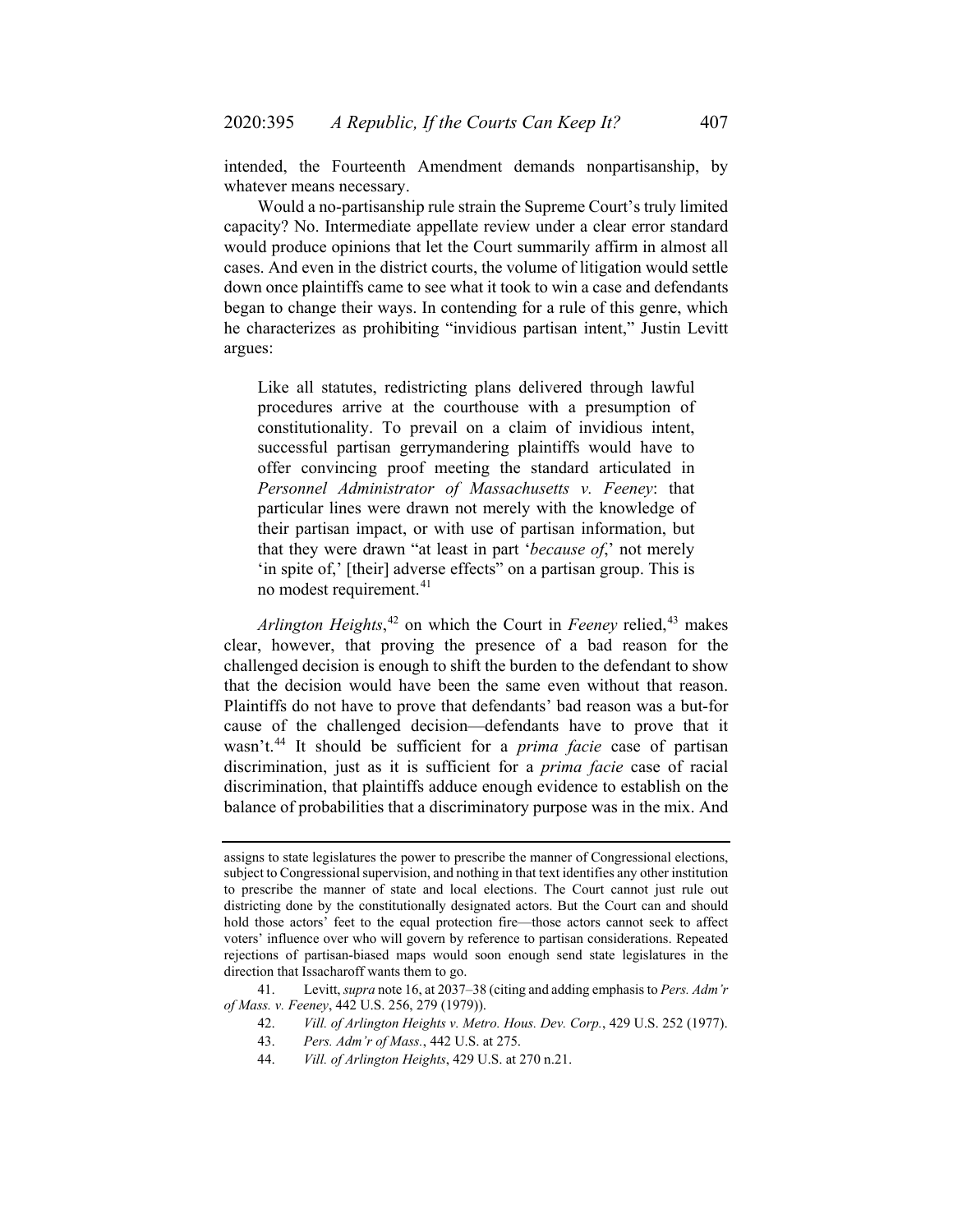intended, the Fourteenth Amendment demands nonpartisanship, by whatever means necessary.

Would a no-partisanship rule strain the Supreme Court's truly limited capacity? No. Intermediate appellate review under a clear error standard would produce opinions that let the Court summarily affirm in almost all cases. And even in the district courts, the volume of litigation would settle down once plaintiffs came to see what it took to win a case and defendants began to change their ways. In contending for a rule of this genre, which he characterizes as prohibiting "invidious partisan intent," Justin Levitt argues:

> Like all statutes, redistricting plans delivered through lawful procedures arrive at the courthouse with a presumption of constitutionality. To prevail on a claim of invidious intent, successful partisan gerrymandering plaintiffs would have to offer convincing proof meeting the standard articulated in *Personnel Administrator of Massachusetts v. Feeney*: that particular lines were drawn not merely with the knowledge of their partisan impact, or with use of partisan information, but that they were drawn "at least in part '*because of*,' not merely 'in spite of,' [their] adverse effects" on a partisan group. This is no modest requirement.[41]

*Arlington Heights*,[42] on which the Court in *Feeney* relied,[43] makes clear, however, that proving the presence of a bad reason for the challenged decision is enough to shift the burden to the defendant to show that the decision would have been the same even without that reason. Plaintiffs do not have to prove that defendants' bad reason was a but-for cause of the challenged decision—defendants have to prove that it wasn't.[44] It should be sufficient for a *prima facie* case of partisan discrimination, just as it is sufficient for a *prima facie* case of racial discrimination, that plaintiffs adduce enough evidence to establish on the balance of probabilities that a discriminatory purpose was in the mix. And

---

assigns to state legislatures the power to prescribe the manner of Congressional elections, subject to Congressional supervision, and nothing in that text identifies any other institution to prescribe the manner of state and local elections. The Court cannot just rule out districting done by the constitutionally designated actors. But the Court can and should hold those actors' feet to the equal protection fire—those actors cannot seek to affect voters' influence over who will govern by reference to partisan considerations. Repeated rejections of partisan-biased maps would soon enough send state legislatures in the direction that Issacharoff wants them to go.

41. Levitt, *supra* note 16, at 2037–38 (citing and adding emphasis to *Pers. Adm'r of Mass. v. Feeney*, 442 U.S. 256, 279 (1979)).

42. *Vill. of Arlington Heights v. Metro. Hous. Dev. Corp.*, 429 U.S. 252 (1977).

43. *Pers. Adm'r of Mass.*, 442 U.S. at 275.

44. *Vill. of Arlington Heights*, 429 U.S. at 270 n.21.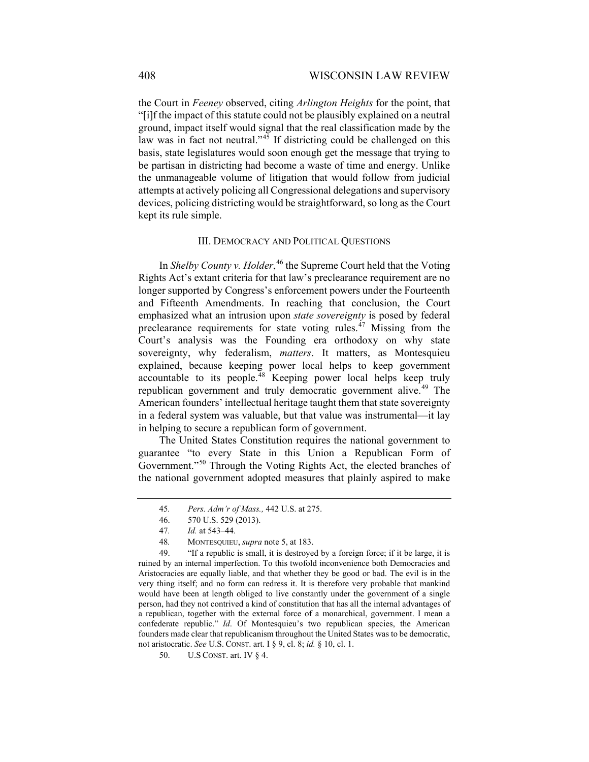the Court in *Feeney* observed, citing *Arlington Heights* for the point, that "[i]f the impact of this statute could not be plausibly explained on a neutral ground, impact itself would signal that the real classification made by the law was in fact not neutral."[45] If districting could be challenged on this basis, state legislatures would soon enough get the message that trying to be partisan in districting had become a waste of time and energy. Unlike the unmanageable volume of litigation that would follow from judicial attempts at actively policing all Congressional delegations and supervisory devices, policing districting would be straightforward, so long as the Court kept its rule simple.

## III. DEMOCRACY AND POLITICAL QUESTIONS

In *Shelby County v. Holder*,[46] the Supreme Court held that the Voting Rights Act's extant criteria for that law's preclearance requirement are no longer supported by Congress's enforcement powers under the Fourteenth and Fifteenth Amendments. In reaching that conclusion, the Court emphasized what an intrusion upon *state sovereignty* is posed by federal preclearance requirements for state voting rules.[47] Missing from the Court's analysis was the Founding era orthodoxy on why state sovereignty, why federalism, *matters*. It matters, as Montesquieu explained, because keeping power local helps to keep government accountable to its people.[48] Keeping power local helps keep truly republican government and truly democratic government alive.[49] The American founders' intellectual heritage taught them that state sovereignty in a federal system was valuable, but that value was instrumental—it lay in helping to secure a republican form of government.

The United States Constitution requires the national government to guarantee "to every State in this Union a Republican Form of Government."[50] Through the Voting Rights Act, the elected branches of the national government adopted measures that plainly aspired to make

---

45. *Pers. Adm'r of Mass.,* 442 U.S. at 275.

46. 570 U.S. 529 (2013).

47. *Id.* at 543–44.

48. MONTESQUIEU, *supra* note 5, at 183.

49. "If a republic is small, it is destroyed by a foreign force; if it be large, it is ruined by an internal imperfection. To this twofold inconvenience both Democracies and Aristocracies are equally liable, and that whether they be good or bad. The evil is in the very thing itself; and no form can redress it. It is therefore very probable that mankind would have been at length obliged to live constantly under the government of a single person, had they not contrived a kind of constitution that has all the internal advantages of a republican, together with the external force of a monarchical, government. I mean a confederate republic." *Id*. Of Montesquieu's two republican species, the American founders made clear that republicanism throughout the United States was to be democratic, not aristocratic. *See* U.S. CONST. art. I § 9, cl. 8; *id.* § 10, cl. 1.

50. U.S CONST. art. IV § 4.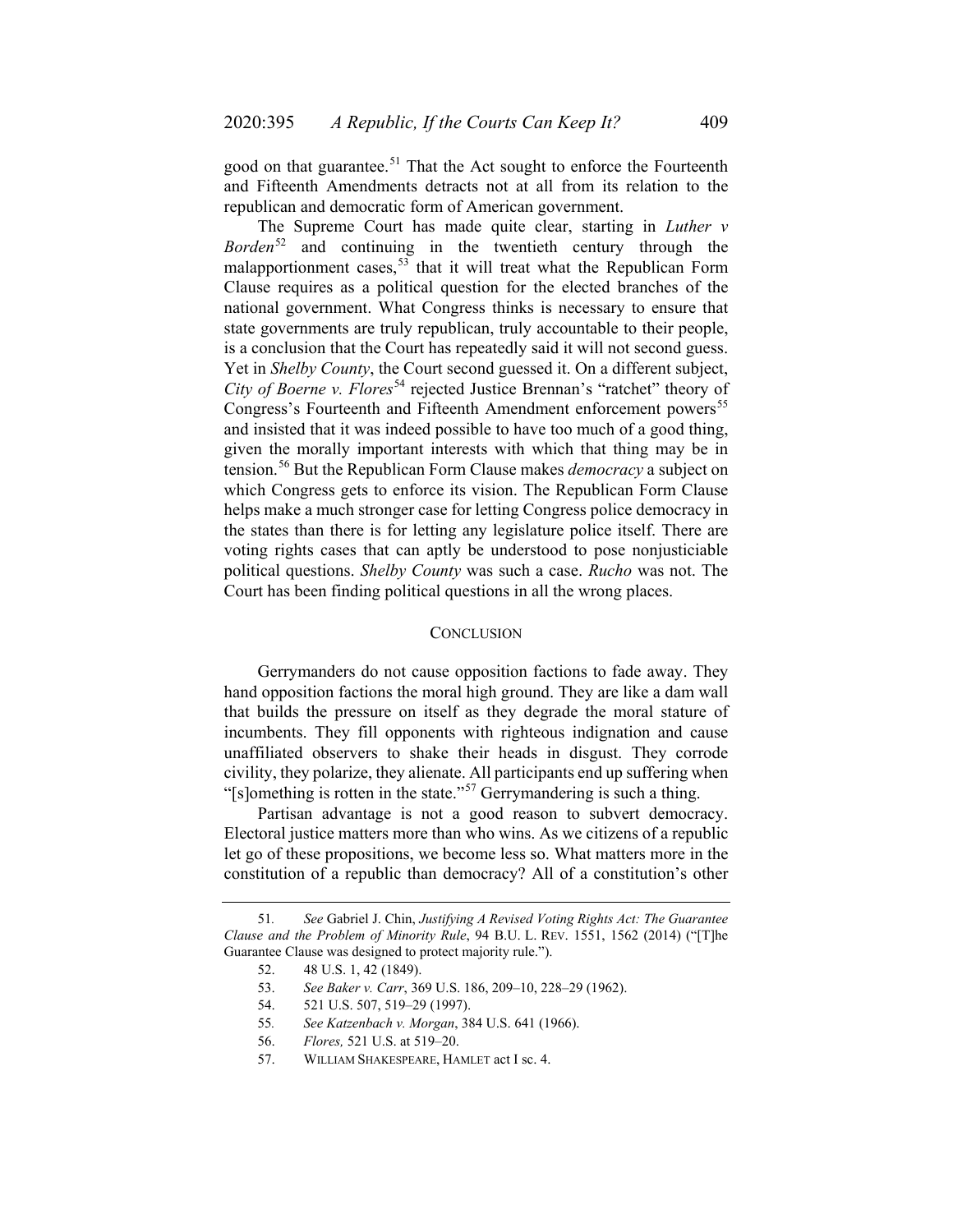good on that guarantee.[51] That the Act sought to enforce the Fourteenth and Fifteenth Amendments detracts not at all from its relation to the republican and democratic form of American government.

The Supreme Court has made quite clear, starting in *Luther v Borden*[52] and continuing in the twentieth century through the malapportionment cases,[53] that it will treat what the Republican Form Clause requires as a political question for the elected branches of the national government. What Congress thinks is necessary to ensure that state governments are truly republican, truly accountable to their people, is a conclusion that the Court has repeatedly said it will not second guess. Yet in *Shelby County*, the Court second guessed it. On a different subject, *City of Boerne v. Flores*[54] rejected Justice Brennan's "ratchet" theory of Congress's Fourteenth and Fifteenth Amendment enforcement powers[55] and insisted that it was indeed possible to have too much of a good thing, given the morally important interests with which that thing may be in tension.[56] But the Republican Form Clause makes *democracy* a subject on which Congress gets to enforce its vision. The Republican Form Clause helps make a much stronger case for letting Congress police democracy in the states than there is for letting any legislature police itself. There are voting rights cases that can aptly be understood to pose nonjusticiable political questions. *Shelby County* was such a case. *Rucho* was not. The Court has been finding political questions in all the wrong places.

## CONCLUSION

Gerrymanders do not cause opposition factions to fade away. They hand opposition factions the moral high ground. They are like a dam wall that builds the pressure on itself as they degrade the moral stature of incumbents. They fill opponents with righteous indignation and cause unaffiliated observers to shake their heads in disgust. They corrode civility, they polarize, they alienate. All participants end up suffering when "[s]omething is rotten in the state."[57] Gerrymandering is such a thing.

Partisan advantage is not a good reason to subvert democracy. Electoral justice matters more than who wins. As we citizens of a republic let go of these propositions, we become less so. What matters more in the constitution of a republic than democracy? All of a constitution's other

---

51. *See* Gabriel J. Chin, *Justifying A Revised Voting Rights Act: The Guarantee Clause and the Problem of Minority Rule*, 94 B.U. L. REV. 1551, 1562 (2014) ("[T]he Guarantee Clause was designed to protect majority rule.").

52. 48 U.S. 1, 42 (1849).

53. *See Baker v. Carr*, 369 U.S. 186, 209–10, 228–29 (1962).

54. 521 U.S. 507, 519–29 (1997).

55. *See Katzenbach v. Morgan*, 384 U.S. 641 (1966).

56. *Flores,* 521 U.S. at 519–20.

57. WILLIAM SHAKESPEARE, HAMLET act I sc. 4.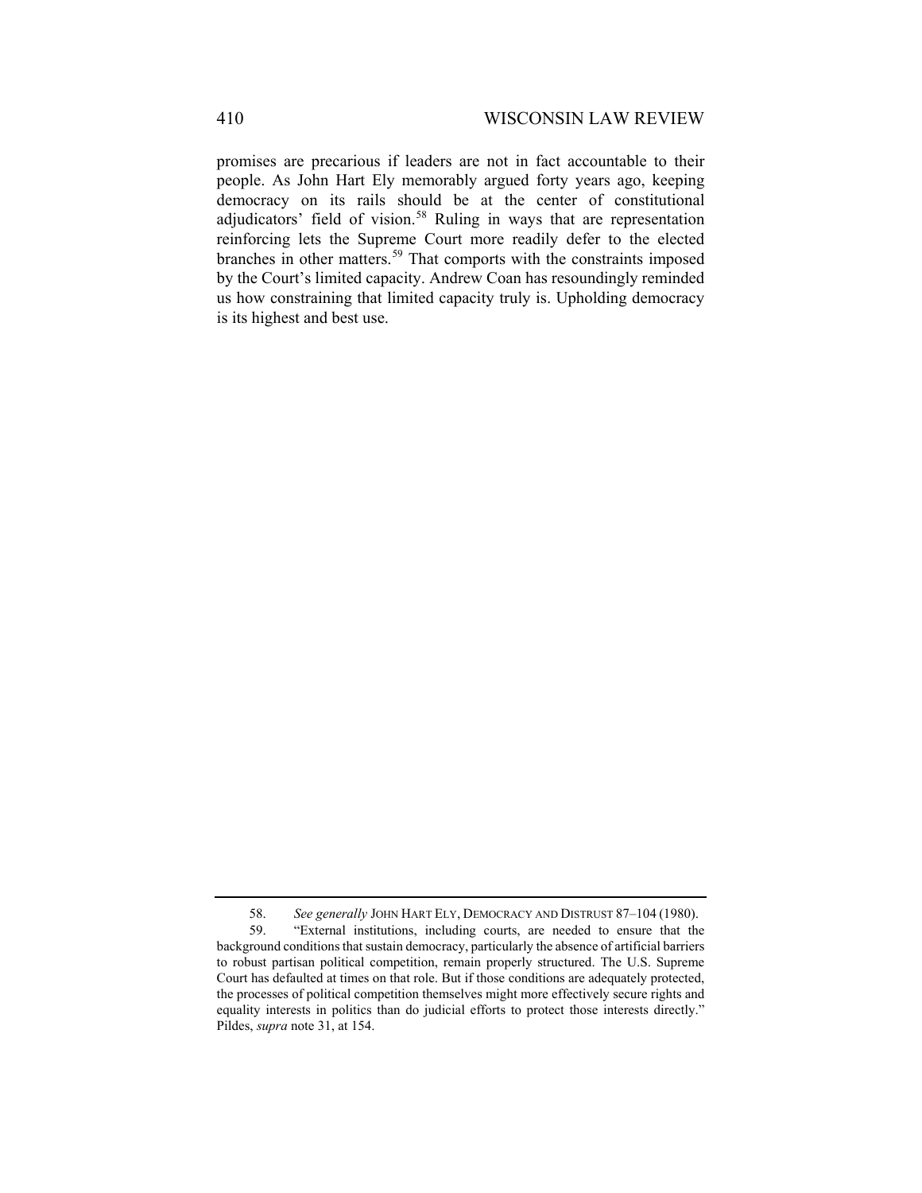promises are precarious if leaders are not in fact accountable to their people. As John Hart Ely memorably argued forty years ago, keeping democracy on its rails should be at the center of constitutional adjudicators' field of vision.[58] Ruling in ways that are representation reinforcing lets the Supreme Court more readily defer to the elected branches in other matters.[59] That comports with the constraints imposed by the Court's limited capacity. Andrew Coan has resoundingly reminded us how constraining that limited capacity truly is. Upholding democracy is its highest and best use.

---

58. *See generally* JOHN HART ELY, DEMOCRACY AND DISTRUST 87–104 (1980).

59. "External institutions, including courts, are needed to ensure that the background conditions that sustain democracy, particularly the absence of artificial barriers to robust partisan political competition, remain properly structured. The U.S. Supreme Court has defaulted at times on that role. But if those conditions are adequately protected, the processes of political competition themselves might more effectively secure rights and equality interests in politics than do judicial efforts to protect those interests directly." Pildes, *supra* note 31, at 154.